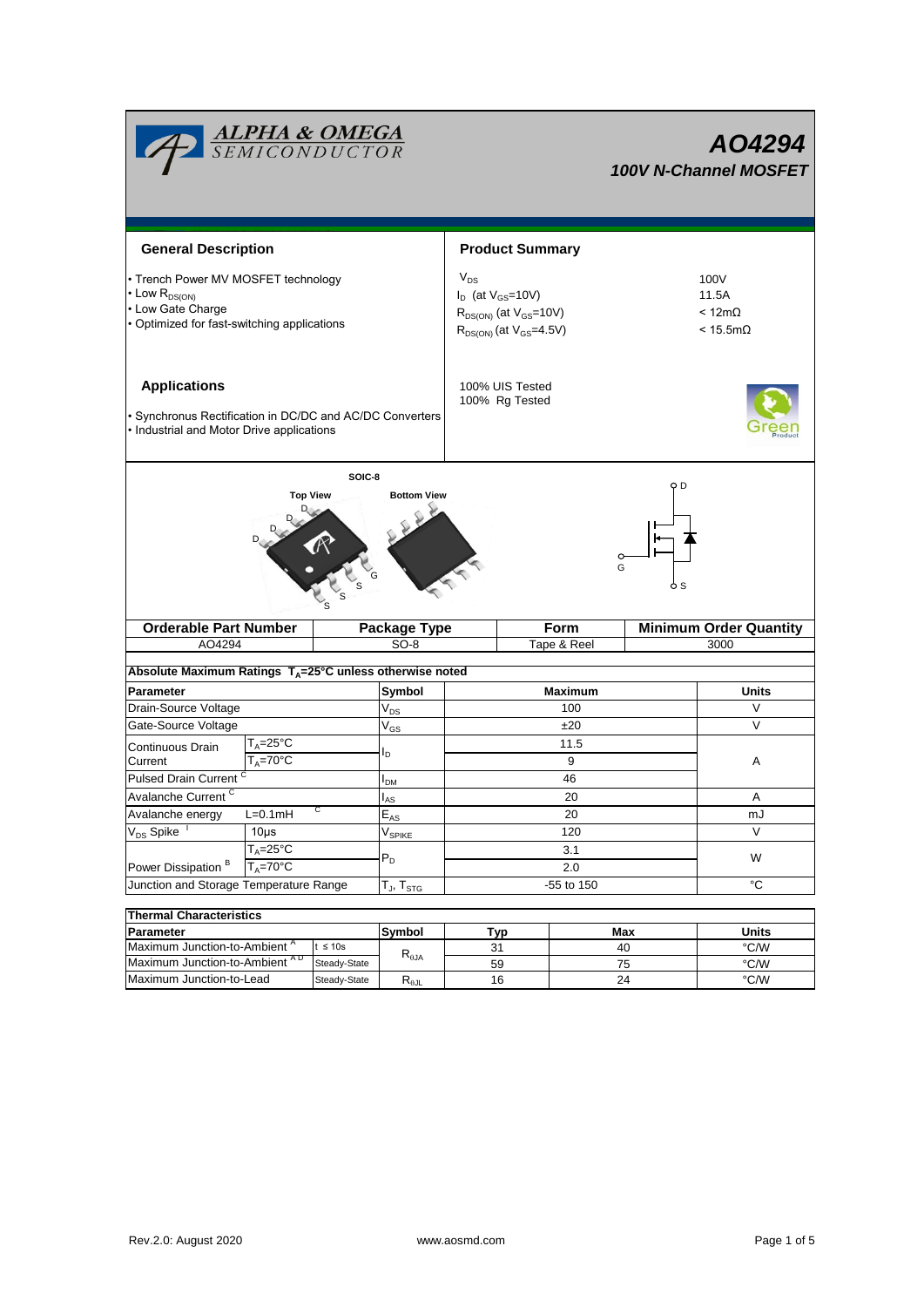ALPHA & OMEGA SEMICONDUCTOR

# AO4294

### 100V N-Channel MOSFET

## General Description

- Trench Power MV MOSFET technology
- Low $R_{DS(ON)}$
- Low Gate Charge
- Optimized for fast-switching applications

## Product Summary

| | |
|---|---|
| $V_{DS}$ | 100V |
| $I_D$ (at $V_{GS}$=10V) | 11.5A |
| $R_{DS(ON)}$ (at $V_{GS}$=10V) | < 12mΩ |
| $R_{DS(ON)}$ (at $V_{GS}$=4.5V) | < 15.5mΩ |

100% UIS Tested
100% Rg Tested

## Applications

- Synchronous Rectification in DC/DC and AC/DC Converters
- Industrial and Motor Drive applications

SOIC-8

Top View | Bottom View

| Orderable Part Number | Package Type | Form | Minimum Order Quantity |
|---|---|---|---|
| AO4294 | SO-8 | Tape & Reel | 3000 |

**Absolute Maximum Ratings $T_A$=25°C unless otherwise noted**

| Parameter | | Symbol | Maximum | Units |
|---|---|---|---|---|
| Drain-Source Voltage | | $V_{DS}$ | 100 | V |
| Gate-Source Voltage | | $V_{GS}$ | ±20 | V |
| Continuous Drain Current | $T_A$=25°C | $I_D$ | 11.5 | A |
| | $T_A$=70°C | | 9 | |
| Pulsed Drain Current [C] | | $I_{DM}$ | 46 | |
| Avalanche Current [C] | | $I_{AS}$ | 20 | A |
| Avalanche energy | L=0.1mH [C] | $E_{AS}$ | 20 | mJ |
| $V_{DS}$ Spike [I] | 10µs | $V_{SPIKE}$ | 120 | V |
| Power Dissipation [B] | $T_A$=25°C | $P_D$ | 3.1 | W |
| | $T_A$=70°C | | 2.0 | |
| Junction and Storage Temperature Range | | $T_J$, $T_{STG}$ | -55 to 150 | °C |

**Thermal Characteristics**

| Parameter | | Symbol | Typ | Max | Units |
|---|---|---|---|---|---|
| Maximum Junction-to-Ambient [A] | t ≤ 10s | $R_{\theta JA}$ | 31 | 40 | °C/W |
| Maximum Junction-to-Ambient [A D] | Steady-State | | 59 | 75 | °C/W |
| Maximum Junction-to-Lead | Steady-State | $R_{\theta JL}$ | 16 | 24 | °C/W |

Rev.2.0: August 2020 www.aosmd.com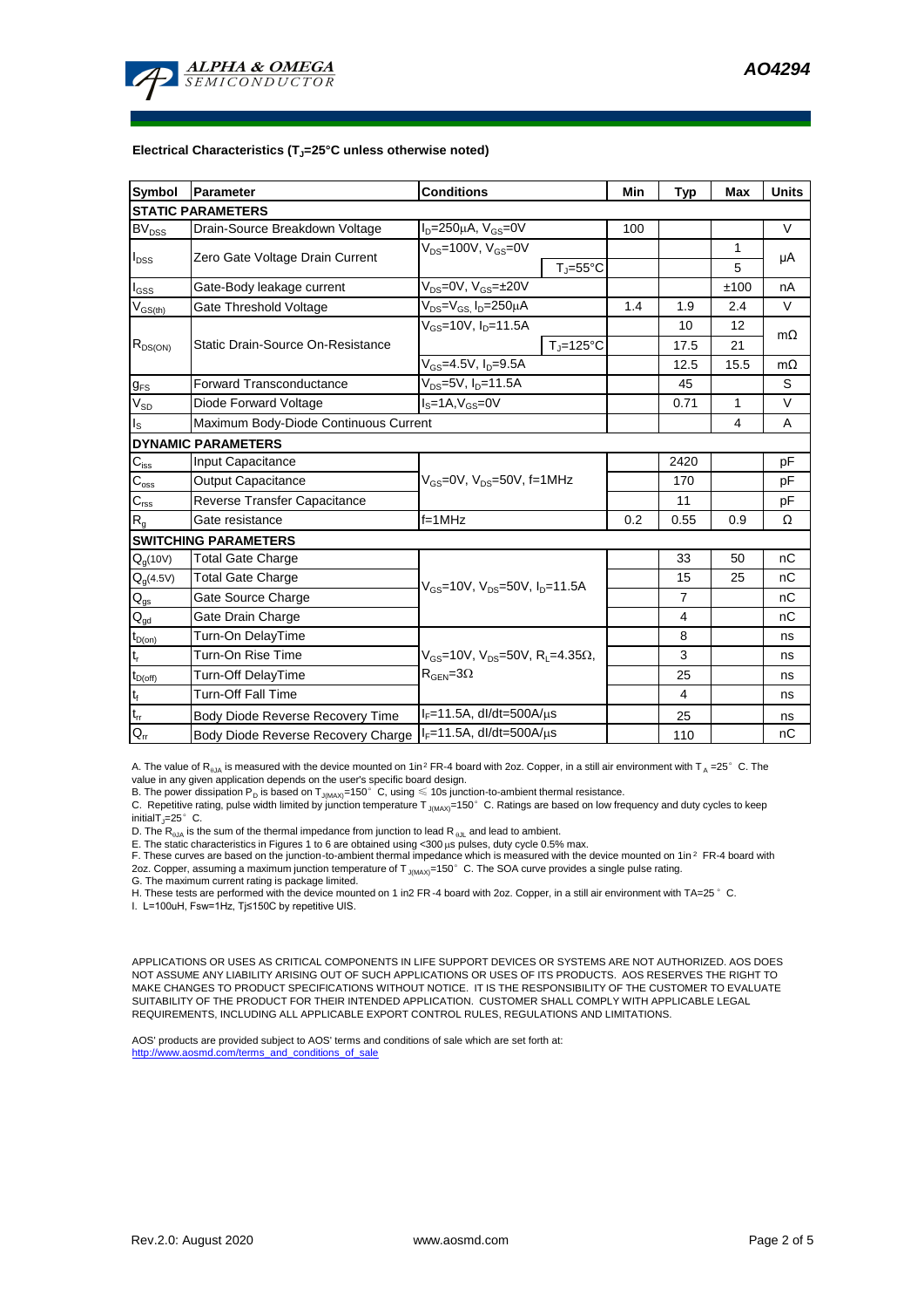### Electrical Characteristics ($T_J$=25°C unless otherwise noted)

| Symbol | Parameter | Conditions | | Min | Typ | Max | Units |
|---|---|---|---|---|---|---|---|
| **STATIC PARAMETERS** | | | | | | | |
| $BV_{DSS}$ | Drain-Source Breakdown Voltage | $I_D$=250µA, $V_{GS}$=0V | | 100 | | | V |
| $I_{DSS}$ | Zero Gate Voltage Drain Current | $V_{DS}$=100V, $V_{GS}$=0V | | | | 1 | µA |
| | | | $T_J$=55°C | | | 5 | |
| $I_{GSS}$ | Gate-Body leakage current | $V_{DS}$=0V, $V_{GS}$=±20V | | | | ±100 | nA |
| $V_{GS(th)}$ | Gate Threshold Voltage | $V_{DS}$=$V_{GS}$, $I_D$=250µA | | 1.4 | 1.9 | 2.4 | V |
| $R_{DS(ON)}$ | Static Drain-Source On-Resistance | $V_{GS}$=10V, $I_D$=11.5A | | | 10 | 12 | mΩ |
| | | | $T_J$=125°C | | 17.5 | 21 | |
| | | $V_{GS}$=4.5V, $I_D$=9.5A | | | 12.5 | 15.5 | mΩ |
| $g_{FS}$ | Forward Transconductance | $V_{DS}$=5V, $I_D$=11.5A | | | 45 | | S |
| $V_{SD}$ | Diode Forward Voltage | $I_S$=1A,$V_{GS}$=0V | | | 0.71 | 1 | V |
| $I_S$ | Maximum Body-Diode Continuous Current | | | | | 4 | A |
| **DYNAMIC PARAMETERS** | | | | | | | |
| $C_{iss}$ | Input Capacitance | $V_{GS}$=0V, $V_{DS}$=50V, f=1MHz | | | 2420 | | pF |
| $C_{oss}$ | Output Capacitance | | | | 170 | | pF |
| $C_{rss}$ | Reverse Transfer Capacitance | | | | 11 | | pF |
| $R_g$ | Gate resistance | f=1MHz | | 0.2 | 0.55 | 0.9 | Ω |
| **SWITCHING PARAMETERS** | | | | | | | |
| $Q_g$(10V) | Total Gate Charge | $V_{GS}$=10V, $V_{DS}$=50V, $I_D$=11.5A | | | 33 | 50 | nC |
| $Q_g$(4.5V) | Total Gate Charge | | | | 15 | 25 | nC |
| $Q_{gs}$ | Gate Source Charge | | | | 7 | | nC |
| $Q_{gd}$ | Gate Drain Charge | | | | 4 | | nC |
| $t_{D(on)}$ | Turn-On DelayTime | $V_{GS}$=10V, $V_{DS}$=50V, $R_L$=4.35Ω, $R_{GEN}$=3Ω | | | 8 | | ns |
| $t_r$ | Turn-On Rise Time | | | | 3 | | ns |
| $t_{D(off)}$ | Turn-Off DelayTime | | | | 25 | | ns |
| $t_f$ | Turn-Off Fall Time | | | | 4 | | ns |
| $t_{rr}$ | Body Diode Reverse Recovery Time | $I_F$=11.5A, dI/dt=500A/µs | | | 25 | | ns |
| $Q_{rr}$ | Body Diode Reverse Recovery Charge | $I_F$=11.5A, dI/dt=500A/µs | | | 110 | | nC |

A. The value of $R_{\theta JA}$ is measured with the device mounted on 1in² FR-4 board with 2oz. Copper, in a still air environment with $T_A$ =25° C. The value in any given application depends on the user's specific board design.
B. The power dissipation $P_D$ is based on $T_{J(MAX)}$=150° C, using ≤ 10s junction-to-ambient thermal resistance.
C. Repetitive rating, pulse width limited by junction temperature $T_{J(MAX)}$=150° C. Ratings are based on low frequency and duty cycles to keep initial$T_J$=25° C.
D. The $R_{\theta JA}$ is the sum of the thermal impedance from junction to lead $R_{\theta JL}$ and lead to ambient.
E. The static characteristics in Figures 1 to 6 are obtained using <300 µs pulses, duty cycle 0.5% max.
F. These curves are based on the junction-to-ambient thermal impedance which is measured with the device mounted on 1in² FR-4 board with 2oz. Copper, assuming a maximum junction temperature of $T_{J(MAX)}$=150° C. The SOA curve provides a single pulse rating.
G. The maximum current rating is package limited.
H. These tests are performed with the device mounted on 1 in2 FR -4 board with 2oz. Copper, in a still air environment with TA=25 ° C.
I. L=100uH, Fsw=1Hz, Tj≤150C by repetitive UIS.

APPLICATIONS OR USES AS CRITICAL COMPONENTS IN LIFE SUPPORT DEVICES OR SYSTEMS ARE NOT AUTHORIZED. AOS DOES NOT ASSUME ANY LIABILITY ARISING OUT OF SUCH APPLICATIONS OR USES OF ITS PRODUCTS. AOS RESERVES THE RIGHT TO MAKE CHANGES TO PRODUCT SPECIFICATIONS WITHOUT NOTICE. IT IS THE RESPONSIBILITY OF THE CUSTOMER TO EVALUATE SUITABILITY OF THE PRODUCT FOR THEIR INTENDED APPLICATION. CUSTOMER SHALL COMPLY WITH APPLICABLE LEGAL REQUIREMENTS, INCLUDING ALL APPLICABLE EXPORT CONTROL RULES, REGULATIONS AND LIMITATIONS.

AOS' products are provided subject to AOS' terms and conditions of sale which are set forth at:
http://www.aosmd.com/terms_and_conditions_of_sale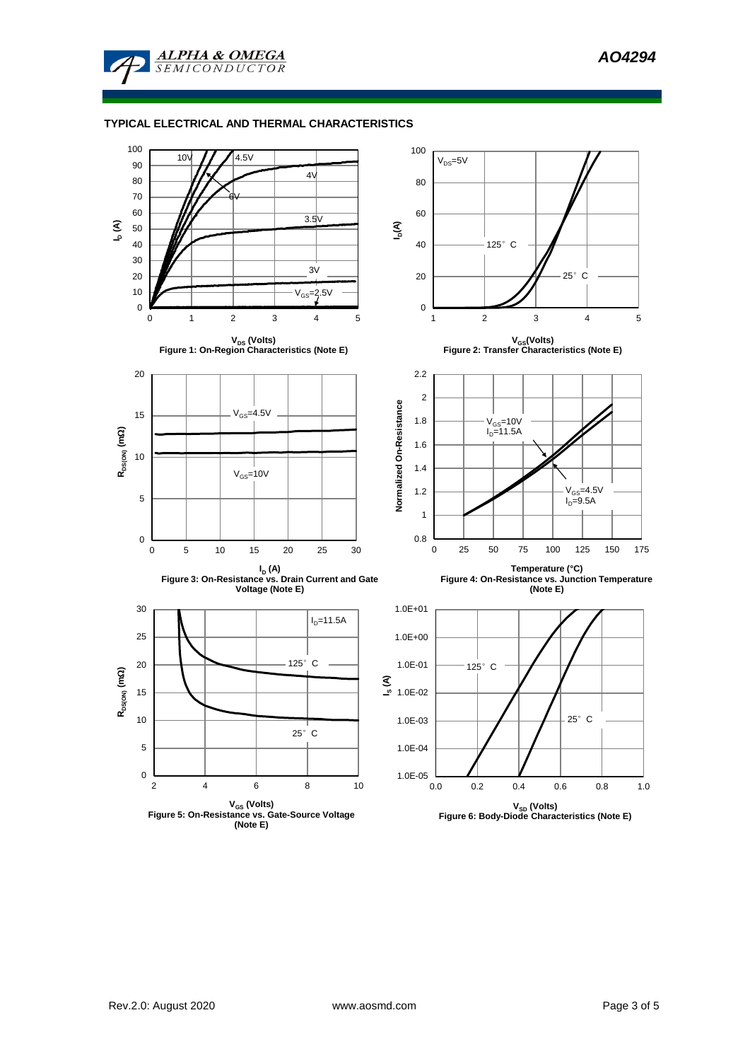## TYPICAL ELECTRICAL AND THERMAL CHARACTERISTICS

$V_{DS}$ (Volts)

Figure 1: On-Region Characteristics (Note E)

$V_{GS}$(Volts)

Figure 2: Transfer Characteristics (Note E)

$I_D$ (A)

Figure 3: On-Resistance vs. Drain Current and Gate Voltage (Note E)

Temperature (°C)

Figure 4: On-Resistance vs. Junction Temperature (Note E)

$V_{GS}$ (Volts)

Figure 5: On-Resistance vs. Gate-Source Voltage (Note E)

$V_{SD}$ (Volts)

Figure 6: Body-Diode Characteristics (Note E)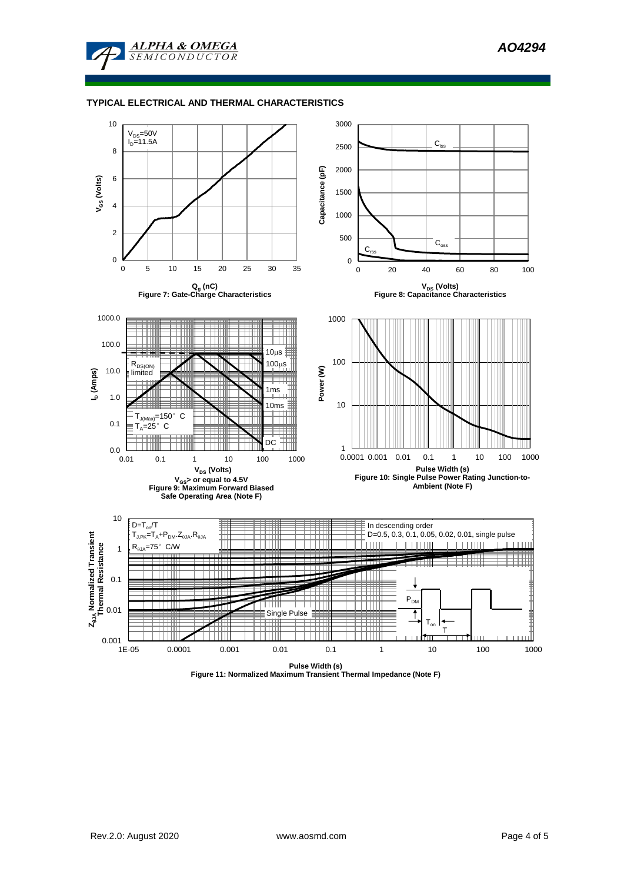## TYPICAL ELECTRICAL AND THERMAL CHARACTERISTICS

$V_{DS}$=50V
$I_D$=11.5A

$Q_g$ (nC)
Figure 7: Gate-Charge Characteristics

$C_{iss}$
$C_{oss}$
$C_{rss}$

$V_{DS}$ (Volts)
Figure 8: Capacitance Characteristics

$R_{DS(ON)}$ limited
10µs
100µs
1ms
10ms
DC
$T_{J(Max)}$=150° C
$T_A$=25° C

$V_{DS}$ (Volts)
$V_{GS}$> or equal to 4.5V
Figure 9: Maximum Forward Biased Safe Operating Area (Note F)

Pulse Width (s)
Figure 10: Single Pulse Power Rating Junction-to-Ambient (Note F)

$D=T_{on}/T$
$T_{J,PK}=T_A+P_{DM}.Z_{\theta JA}.R_{\theta JA}$
$R_{\theta JA}$=75° C/W

In descending order
D=0.5, 0.3, 0.1, 0.05, 0.02, 0.01, single pulse

Single Pulse

$P_{DM}$
$T_{on}$
T

Pulse Width (s)
Figure 11: Normalized Maximum Transient Thermal Impedance (Note F)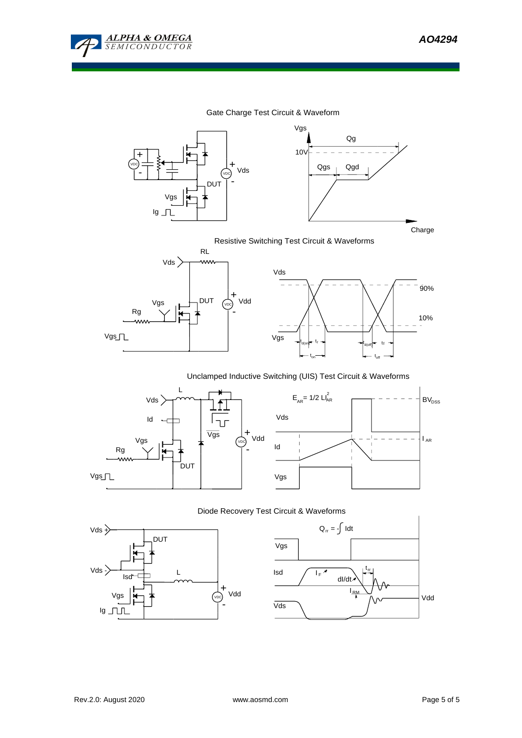## Gate Charge Test Circuit & Waveform

Vgs

Qg

10V

Qgs

Qgd

VDC

Vds

DUT

Vgs

Ig

Charge

## Resistive Switching Test Circuit & Waveforms

RL

Vds

Vgs

DUT

Rg

VDC

Vdd

Vgs

Vds

90%

10%

Vgs

$t_{d(on)}$ $t_r$

$t_{on}$

$t_{d(off)}$ $t_f$

$t_{off}$

## Unclamped Inductive Switching (UIS) Test Circuit & Waveforms

L

Vds

Id

Vgs

Rg

Vgs

DUT

Vgs

VDC

Vdd

$E_{AR} = 1/2\ LI_{AR}^2$

$BV_{DSS}$

Vds

Id

$I_{AR}$

Vgs

## Diode Recovery Test Circuit & Waveforms

Vds +

DUT

Vds -

Isd

L

Vgs

Ig

VDC

Vdd

$Q_{rr} = -\int Idt$

Vgs

Isd

$I_F$

dI/dt

$t_{rr}$

$I_{RM}$

Vds

Vdd